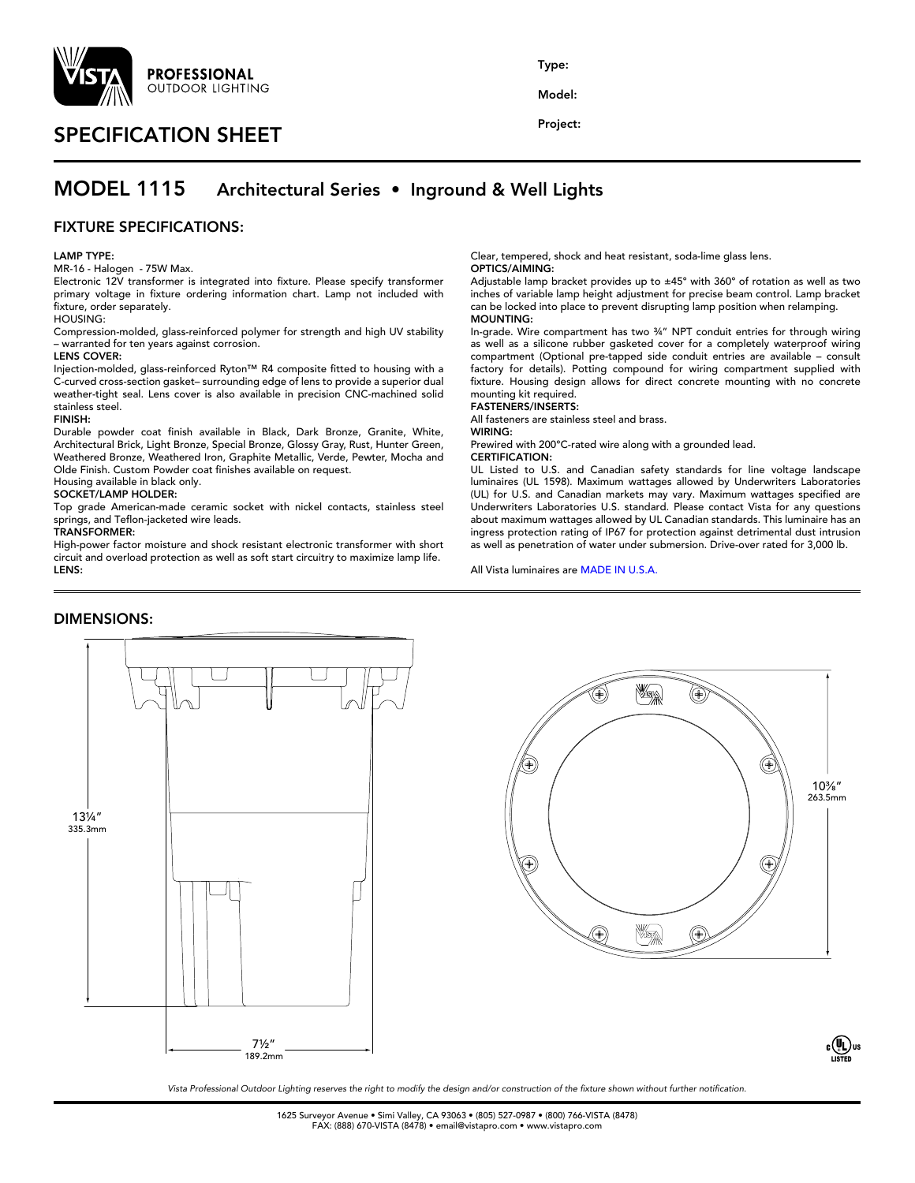PROFESSIONAL
OUTDOOR LIGHTING

Type:

Model:

Project:

# SPECIFICATION SHEET

## MODEL 1115 Architectural Series • Inground & Well Lights

### FIXTURE SPECIFICATIONS:

**LAMP TYPE:**
MR-16 - Halogen - 75W Max.
Electronic 12V transformer is integrated into fixture. Please specify transformer primary voltage in fixture ordering information chart. Lamp not included with fixture, order separately.

HOUSING:
Compression-molded, glass-reinforced polymer for strength and high UV stability – warranted for ten years against corrosion.

**LENS COVER:**
Injection-molded, glass-reinforced Ryton™ R4 composite fitted to housing with a C-curved cross-section gasket– surrounding edge of lens to provide a superior dual weather-tight seal. Lens cover is also available in precision CNC-machined solid stainless steel.

**FINISH:**
Durable powder coat finish available in Black, Dark Bronze, Granite, White, Architectural Brick, Light Bronze, Special Bronze, Glossy Gray, Rust, Hunter Green, Weathered Bronze, Weathered Iron, Graphite Metallic, Verde, Pewter, Mocha and Olde Finish. Custom Powder coat finishes available on request.
Housing available in black only.

**SOCKET/LAMP HOLDER:**
Top grade American-made ceramic socket with nickel contacts, stainless steel springs, and Teflon-jacketed wire leads.

**TRANSFORMER:**
High-power factor moisture and shock resistant electronic transformer with short circuit and overload protection as well as soft start circuitry to maximize lamp life.

**LENS:**
Clear, tempered, shock and heat resistant, soda-lime glass lens.

**OPTICS/AIMING:**
Adjustable lamp bracket provides up to ±45° with 360° of rotation as well as two inches of variable lamp height adjustment for precise beam control. Lamp bracket can be locked into place to prevent disrupting lamp position when relamping.

**MOUNTING:**
In-grade. Wire compartment has two ¾" NPT conduit entries for through wiring as well as a silicone rubber gasketed cover for a completely waterproof wiring compartment (Optional pre-tapped side conduit entries are available – consult factory for details). Potting compound for wiring compartment supplied with fixture. Housing design allows for direct concrete mounting with no concrete mounting kit required.

**FASTENERS/INSERTS:**
All fasteners are stainless steel and brass.

**WIRING:**
Prewired with 200°C-rated wire along with a grounded lead.

**CERTIFICATION:**
UL Listed to U.S. and Canadian safety standards for line voltage landscape luminaires (UL 1598). Maximum wattages allowed by Underwriters Laboratories (UL) for U.S. and Canadian markets may vary. Maximum wattages specified are Underwriters Laboratories U.S. standard. Please contact Vista for any questions about maximum wattages allowed by UL Canadian standards. This luminaire has an ingress protection rating of IP67 for protection against detrimental dust intrusion as well as penetration of water under submersion. Drive-over rated for 3,000 lb.

All Vista luminaires are MADE IN U.S.A.

### DIMENSIONS:

13¼" 335.3mm

7½" 189.2mm

10⅜" 263.5mm

*Vista Professional Outdoor Lighting reserves the right to modify the design and/or construction of the fixture shown without further notification.*

1625 Surveyor Avenue • Simi Valley, CA 93063 • (805) 527-0987 • (800) 766-VISTA (8478)
FAX: (888) 670-VISTA (8478) • email@vistapro.com • www.vistapro.com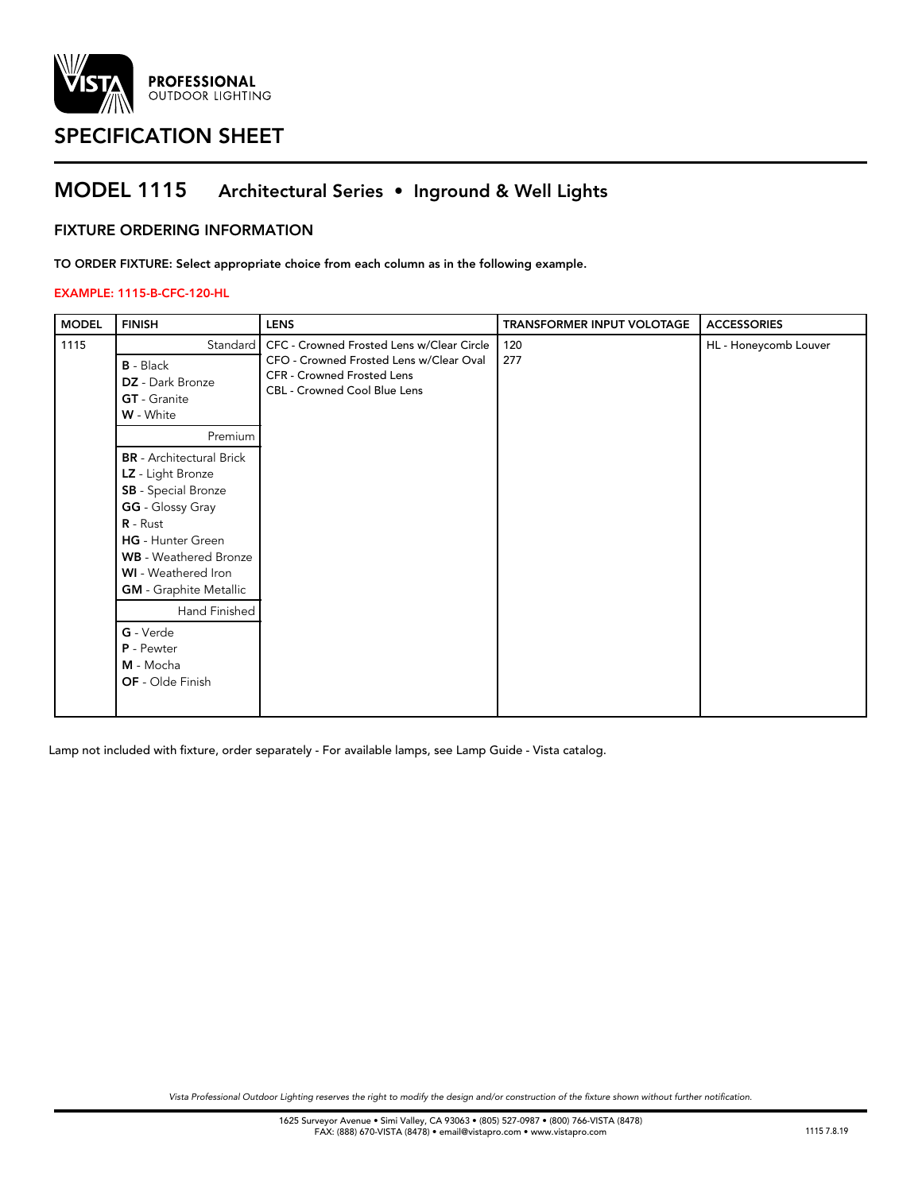PROFESSIONAL
OUTDOOR LIGHTING

# SPECIFICATION SHEET

## MODEL 1115 Architectural Series • Inground & Well Lights

### FIXTURE ORDERING INFORMATION

**TO ORDER FIXTURE: Select appropriate choice from each column as in the following example.**

**EXAMPLE: 1115-B-CFC-120-HL**

| MODEL | FINISH | LENS | TRANSFORMER INPUT VOLOTAGE | ACCESSORIES |
|---|---|---|---|---|
| 1115 | Standard | CFC - Crowned Frosted Lens w/Clear Circle | 120 | HL - Honeycomb Louver |
| | **B** - Black | CFO - Crowned Frosted Lens w/Clear Oval | 277 | |
| | **DZ** - Dark Bronze | CFR - Crowned Frosted Lens | | |
| | **GT** - Granite | CBL - Crowned Cool Blue Lens | | |
| | **W** - White | | | |
| | Premium | | | |
| | **BR** - Architectural Brick | | | |
| | **LZ** - Light Bronze | | | |
| | **SB** - Special Bronze | | | |
| | **GG** - Glossy Gray | | | |
| | **R** - Rust | | | |
| | **HG** - Hunter Green | | | |
| | **WB** - Weathered Bronze | | | |
| | **WI** - Weathered Iron | | | |
| | **GM** - Graphite Metallic | | | |
| | Hand Finished | | | |
| | **G** - Verde | | | |
| | **P** - Pewter | | | |
| | **M** - Mocha | | | |
| | **OF** - Olde Finish | | | |

Lamp not included with fixture, order separately - For available lamps, see Lamp Guide - Vista catalog.

*Vista Professional Outdoor Lighting reserves the right to modify the design and/or construction of the fixture shown without further notification.*

1625 Surveyor Avenue • Simi Valley, CA 93063 • (805) 527-0987 • (800) 766-VISTA (8478)
FAX: (888) 670-VISTA (8478) • email@vistapro.com • www.vistapro.com

1115 7.8.19